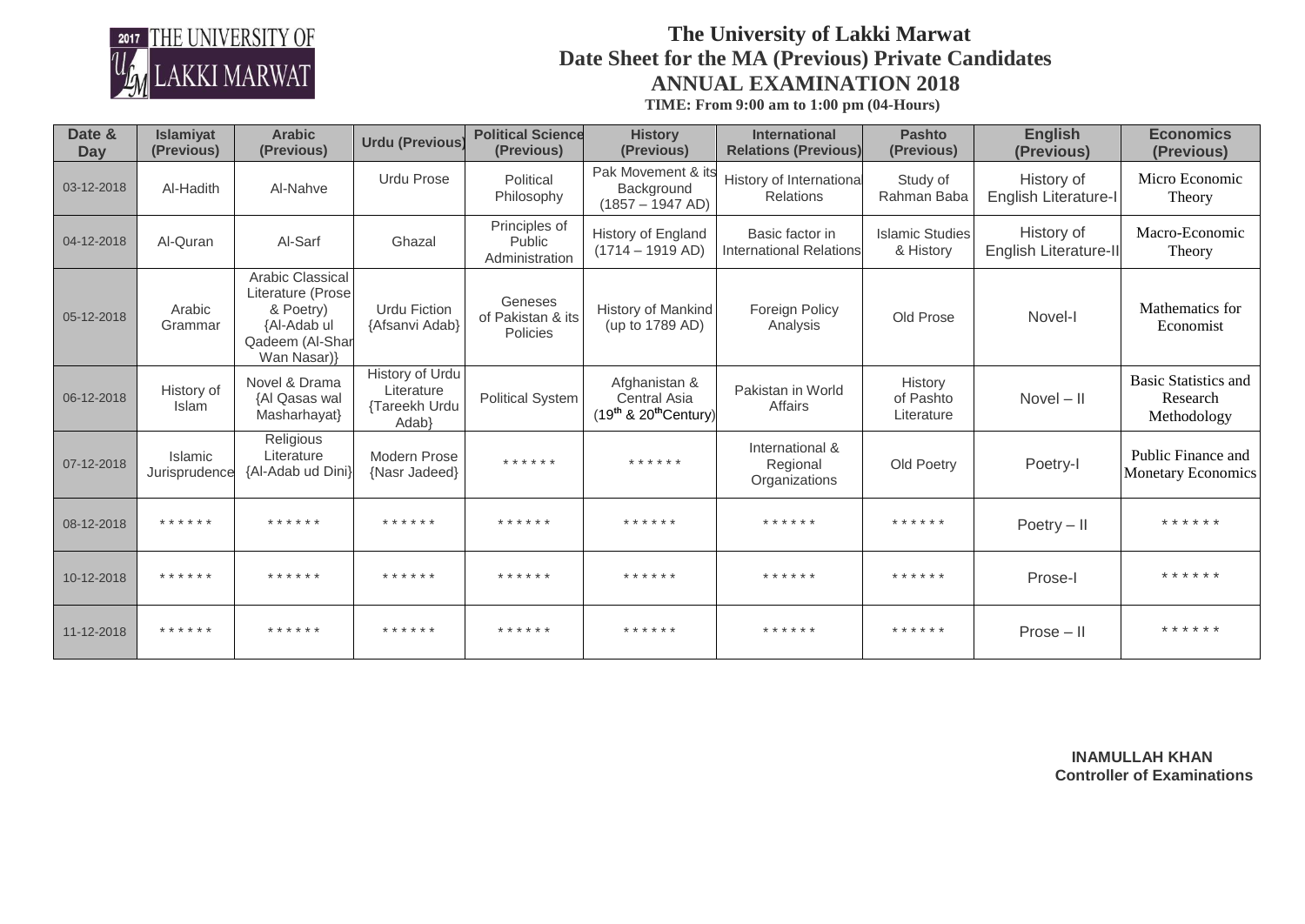2017 THE UNIVERSITY OF LAKKI MARWAT

# The University of Lakki Marwat

## Date Sheet for the MA (Previous) Private Candidates

## ANNUAL EXAMINATION 2018

**TIME: From 9:00 am to 1:00 pm (04-Hours)**

| Date & Day | Islamiyat (Previous) | Arabic (Previous) | Urdu (Previous) | Political Science (Previous) | History (Previous) | International Relations (Previous) | Pashto (Previous) | English (Previous) | Economics (Previous) |
|---|---|---|---|---|---|---|---|---|---|
| 03-12-2018 | Al-Hadith | Al-Nahve | Urdu Prose | Political Philosophy | Pak Movement & its Background (1857 – 1947 AD) | History of International Relations | Study of Rahman Baba | History of English Literature-I | Micro Economic Theory |
| 04-12-2018 | Al-Quran | Al-Sarf | Ghazal | Principles of Public Administration | History of England (1714 – 1919 AD) | Basic factor in International Relations | Islamic Studies & History | History of English Literature-II | Macro-Economic Theory |
| 05-12-2018 | Arabic Grammar | Arabic Classical Literature (Prose & Poetry) {Al-Adab ul Qadeem (Al-Shar Wan Nasar)} | Urdu Fiction {Afsanvi Adab} | Geneses of Pakistan & its Policies | History of Mankind (up to 1789 AD) | Foreign Policy Analysis | Old Prose | Novel-I | Mathematics for Economist |
| 06-12-2018 | History of Islam | Novel & Drama {Al Qasas wal Masharhayat} | History of Urdu Literature {Tareekh Urdu Adab} | Political System | Afghanistan & Central Asia ($19^{th}$ & $20^{th}$ Century) | Pakistan in World Affairs | History of Pashto Literature | Novel – II | Basic Statistics and Research Methodology |
| 07-12-2018 | Islamic Jurisprudence | Religious Literature {Al-Adab ud Dini} | Modern Prose {Nasr Jadeed} | ****** | ****** | International & Regional Organizations | Old Poetry | Poetry-I | Public Finance and Monetary Economics |
| 08-12-2018 | ****** | ****** | ****** | ****** | ****** | ****** | ****** | Poetry – II | ****** |
| 10-12-2018 | ****** | ****** | ****** | ****** | ****** | ****** | ****** | Prose-I | ****** |
| 11-12-2018 | ****** | ****** | ****** | ****** | ****** | ****** | ****** | Prose – II | ****** |

**INAMULLAH KHAN**
**Controller of Examinations**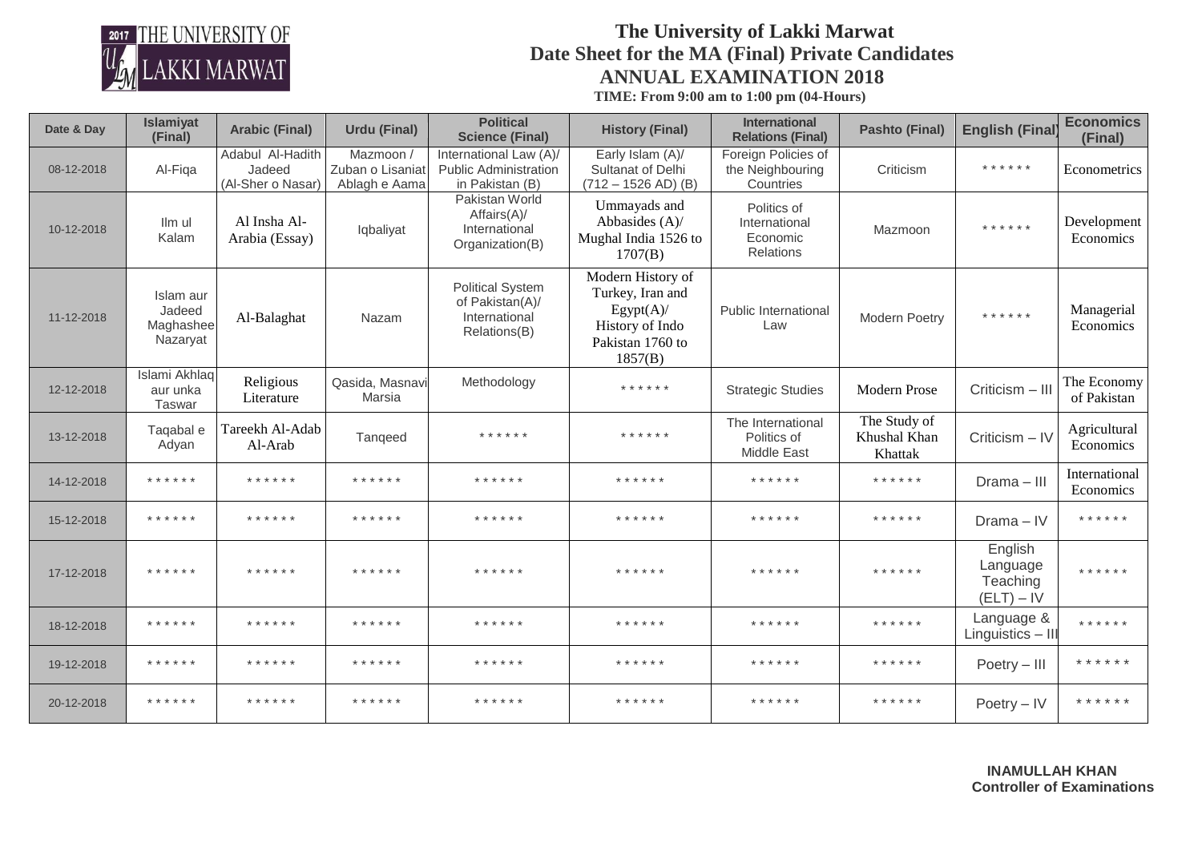# The University of Lakki Marwat
## Date Sheet for the MA (Final) Private Candidates
## ANNUAL EXAMINATION 2018
**TIME: From 9:00 am to 1:00 pm (04-Hours)**

| Date & Day | Islamiyat (Final) | Arabic (Final) | Urdu (Final) | Political Science (Final) | History (Final) | International Relations (Final) | Pashto (Final) | English (Final) | Economics (Final) |
|---|---|---|---|---|---|---|---|---|---|
| 08-12-2018 | Al-Fiqa | Adabul Al-Hadith Jadeed (Al-Sher o Nasar) | Mazmoon / Zuban o Lisaniat Ablagh e Aama | International Law (A)/ Public Administration in Pakistan (B) | Early Islam (A)/ Sultanat of Delhi (712 – 1526 AD) (B) | Foreign Policies of the Neighbouring Countries | Criticism | ****** | Econometrics |
| 10-12-2018 | Ilm ul Kalam | Al Insha Al-Arabia (Essay) | Iqbaliyat | Pakistan World Affairs(A)/ International Organization(B) | Ummayads and Abbasides (A)/ Mughal India 1526 to 1707(B) | Politics of International Economic Relations | Mazmoon | ****** | Development Economics |
| 11-12-2018 | Islam aur Jadeed Maghashee Nazaryat | Al-Balaghat | Nazam | Political System of Pakistan(A)/ International Relations(B) | Modern History of Turkey, Iran and Egypt(A)/ History of Indo Pakistan 1760 to 1857(B) | Public International Law | Modern Poetry | ****** | Managerial Economics |
| 12-12-2018 | Islami Akhlaq aur unka Taswar | Religious Literature | Qasida, Masnavi Marsia | Methodology | ****** | Strategic Studies | Modern Prose | Criticism – III | The Economy of Pakistan |
| 13-12-2018 | Taqabal e Adyan | Tareekh Al-Adab Al-Arab | Tanqeed | ****** | ****** | The International Politics of Middle East | The Study of Khushal Khan Khattak | Criticism – IV | Agricultural Economics |
| 14-12-2018 | ****** | ****** | ****** | ****** | ****** | ****** | ****** | Drama – III | International Economics |
| 15-12-2018 | ****** | ****** | ****** | ****** | ****** | ****** | ****** | Drama – IV | ****** |
| 17-12-2018 | ****** | ****** | ****** | ****** | ****** | ****** | ****** | English Language Teaching (ELT) – IV | ****** |
| 18-12-2018 | ****** | ****** | ****** | ****** | ****** | ****** | ****** | Language & Linguistics – III | ****** |
| 19-12-2018 | ****** | ****** | ****** | ****** | ****** | ****** | ****** | Poetry – III | ****** |
| 20-12-2018 | ****** | ****** | ****** | ****** | ****** | ****** | ****** | Poetry – IV | ****** |

**INAMULLAH KHAN**
**Controller of Examinations**